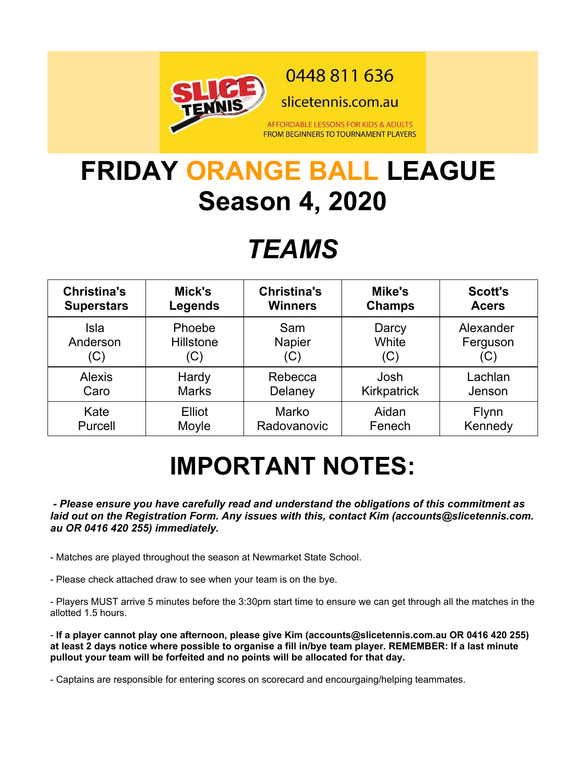0448 811 636

slicetennis.com.au

AFFORDABLE LESSONS FOR KIDS & ADULTS
FROM BEGINNERS TO TOURNAMENT PLAYERS

# FRIDAY ORANGE BALL LEAGUE
# Season 4, 2020

# *TEAMS*

| Christina's Superstars | Mick's Legends | Christina's Winners | Mike's Champs | Scott's Acers |
|---|---|---|---|---|
| Isla Anderson (C) | Phoebe Hillstone (C) | Sam Napier (C) | Darcy White (C) | Alexander Ferguson (C) |
| Alexis Caro | Hardy Marks | Rebecca Delaney | Josh Kirkpatrick | Lachlan Jenson |
| Kate Purcell | Elliot Moyle | Marko Radovanovic | Aidan Fenech | Flynn Kennedy |

# IMPORTANT NOTES:

***- Please ensure you have carefully read and understand the obligations of this commitment as laid out on the Registration Form. Any issues with this, contact Kim (accounts@slicetennis.com.au OR 0416 420 255) immediately.***

- Matches are played throughout the season at Newmarket State School.

- Please check attached draw to see when your team is on the bye.

- Players MUST arrive 5 minutes before the 3:30pm start time to ensure we can get through all the matches in the allotted 1.5 hours.

- **If a player cannot play one afternoon, please give Kim (accounts@slicetennis.com.au OR 0416 420 255) at least 2 days notice where possible to organise a fill in/bye team player. REMEMBER: If a last minute pullout your team will be forfeited and no points will be allocated for that day.**

- Captains are responsible for entering scores on scorecard and encourgaing/helping teammates.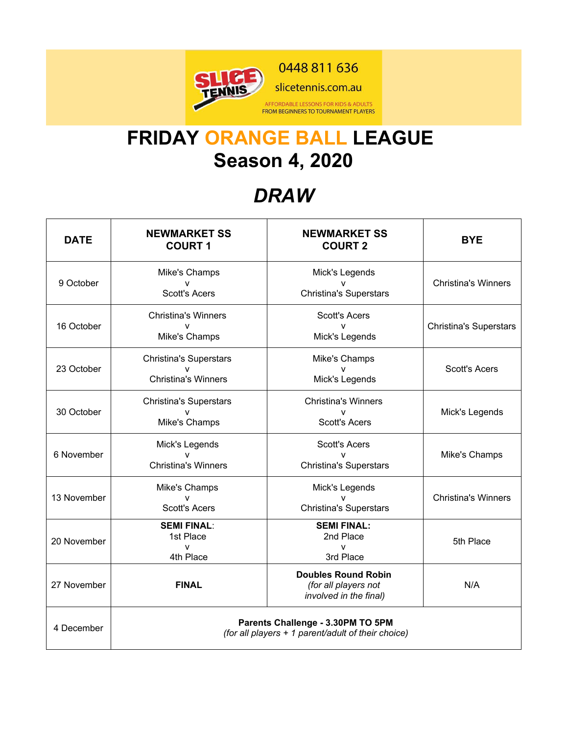SLICE TENNIS

0448 811 636

slicetennis.com.au

AFFORDABLE LESSONS FOR KIDS & ADULTS
FROM BEGINNERS TO TOURNAMENT PLAYERS

# FRIDAY ORANGE BALL LEAGUE
# Season 4, 2020

## *DRAW*

| DATE | NEWMARKET SS COURT 1 | NEWMARKET SS COURT 2 | BYE |
|---|---|---|---|
| 9 October | Mike's Champs v Scott's Acers | Mick's Legends v Christina's Superstars | Christina's Winners |
| 16 October | Christina's Winners v Mike's Champs | Scott's Acers v Mick's Legends | Christina's Superstars |
| 23 October | Christina's Superstars v Christina's Winners | Mike's Champs v Mick's Legends | Scott's Acers |
| 30 October | Christina's Superstars v Mike's Champs | Christina's Winners v Scott's Acers | Mick's Legends |
| 6 November | Mick's Legends v Christina's Winners | Scott's Acers v Christina's Superstars | Mike's Champs |
| 13 November | Mike's Champs v Scott's Acers | Mick's Legends v Christina's Superstars | Christina's Winners |
| 20 November | **SEMI FINAL**: 1st Place v 4th Place | **SEMI FINAL:** 2nd Place v 3rd Place | 5th Place |
| 27 November | **FINAL** | **Doubles Round Robin** *(for all players not involved in the final)* | N/A |
| 4 December | **Parents Challenge - 3.30PM TO 5PM** *(for all players + 1 parent/adult of their choice)* | | |